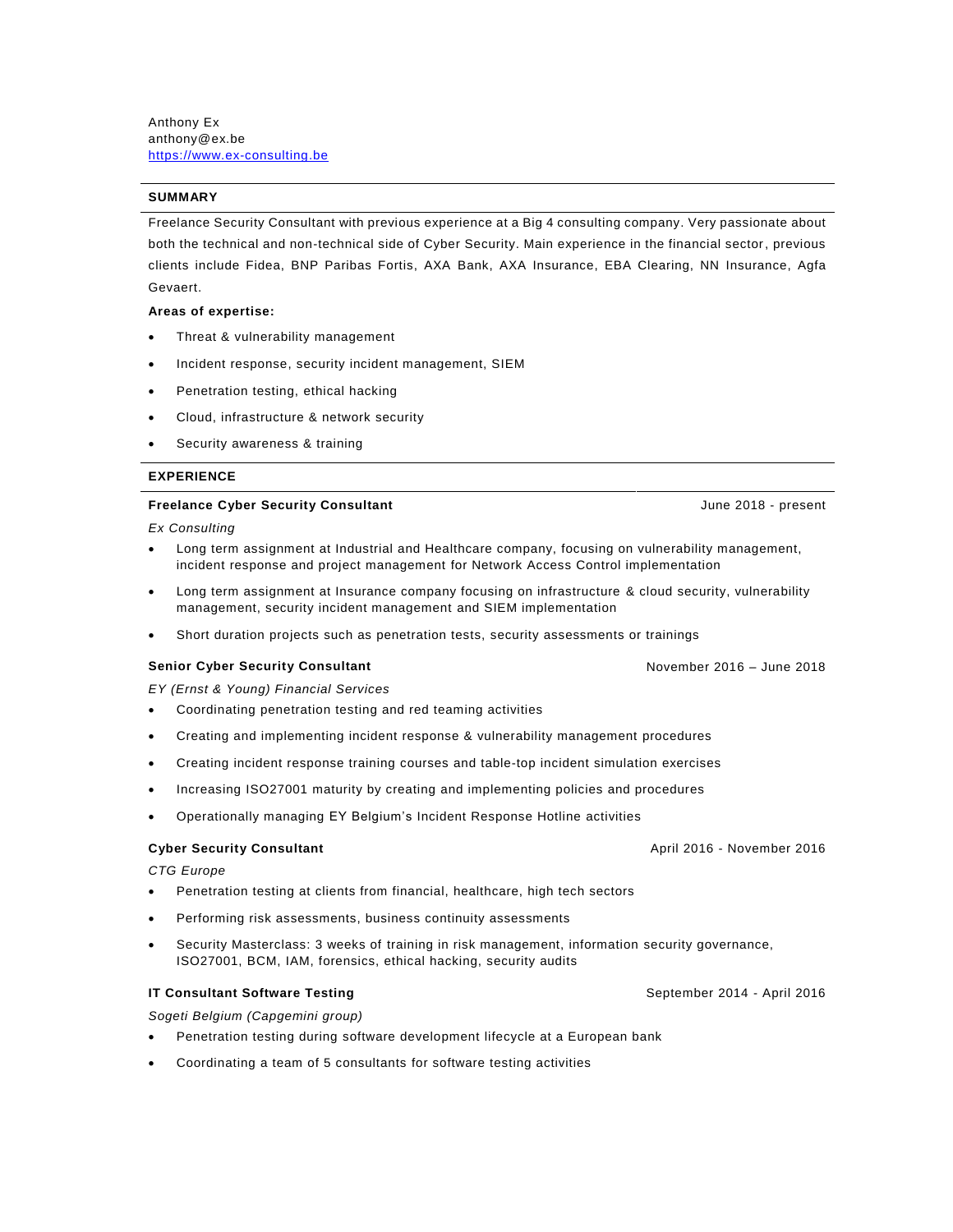Anthony Ex
anthony@ex.be
https://www.ex-consulting.be

## SUMMARY

Freelance Security Consultant with previous experience at a Big 4 consulting company. Very passionate about both the technical and non-technical side of Cyber Security. Main experience in the financial sector, previous clients include Fidea, BNP Paribas Fortis, AXA Bank, AXA Insurance, EBA Clearing, NN Insurance, Agfa Gevaert.

**Areas of expertise:**

- Threat & vulnerability management
- Incident response, security incident management, SIEM
- Penetration testing, ethical hacking
- Cloud, infrastructure & network security
- Security awareness & training

## EXPERIENCE

### Freelance Cyber Security Consultant — June 2018 - present

*Ex Consulting*

- Long term assignment at Industrial and Healthcare company, focusing on vulnerability management, incident response and project management for Network Access Control implementation
- Long term assignment at Insurance company focusing on infrastructure & cloud security, vulnerability management, security incident management and SIEM implementation
- Short duration projects such as penetration tests, security assessments or trainings

### Senior Cyber Security Consultant — November 2016 – June 2018

*EY (Ernst & Young) Financial Services*

- Coordinating penetration testing and red teaming activities
- Creating and implementing incident response & vulnerability management procedures
- Creating incident response training courses and table-top incident simulation exercises
- Increasing ISO27001 maturity by creating and implementing policies and procedures
- Operationally managing EY Belgium's Incident Response Hotline activities

### Cyber Security Consultant — April 2016 - November 2016

*CTG Europe*

- Penetration testing at clients from financial, healthcare, high tech sectors
- Performing risk assessments, business continuity assessments
- Security Masterclass: 3 weeks of training in risk management, information security governance, ISO27001, BCM, IAM, forensics, ethical hacking, security audits

### IT Consultant Software Testing — September 2014 - April 2016

*Sogeti Belgium (Capgemini group)*

- Penetration testing during software development lifecycle at a European bank
- Coordinating a team of 5 consultants for software testing activities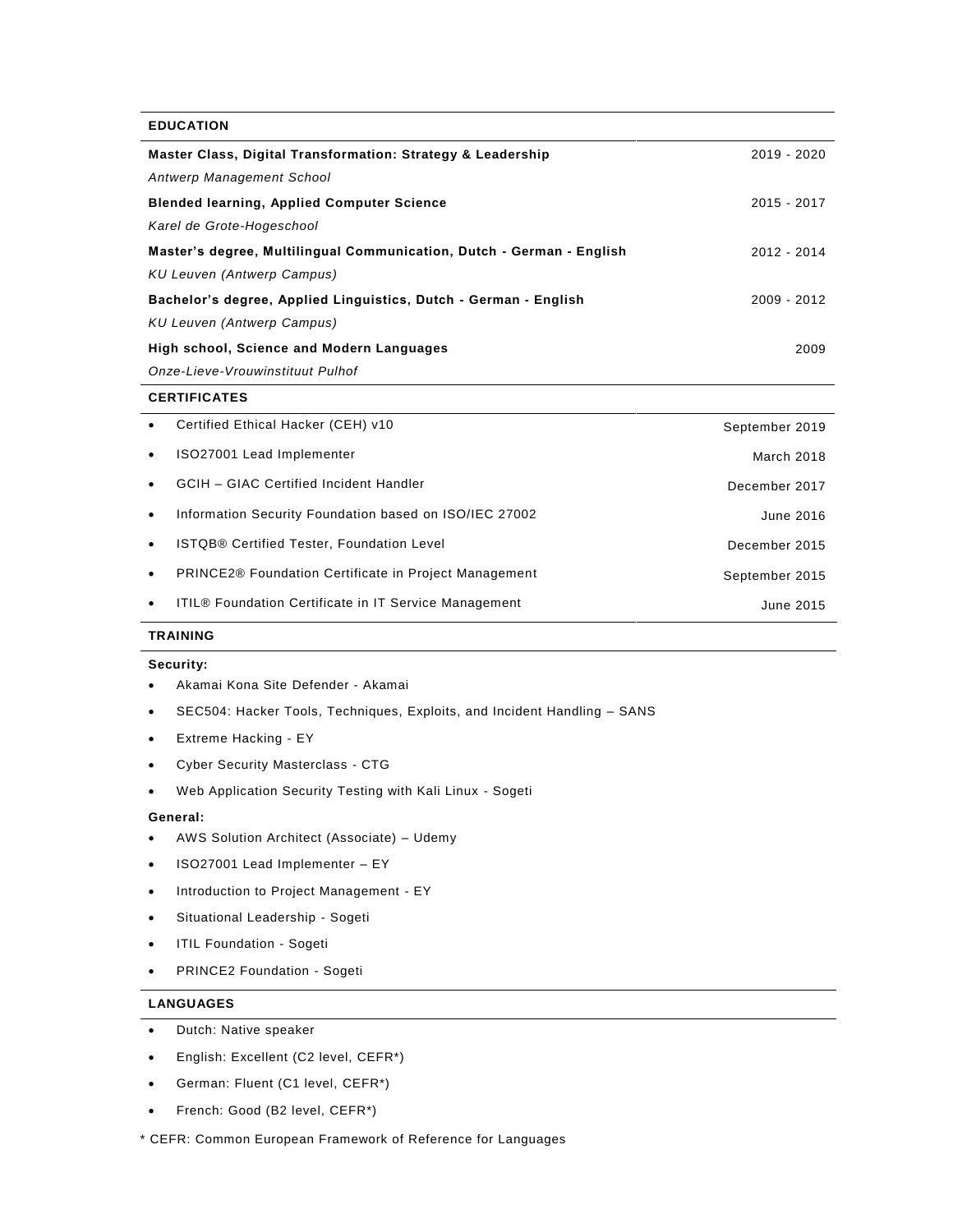## EDUCATION

**Master Class, Digital Transformation: Strategy & Leadership** — 2019 - 2020
*Antwerp Management School*

**Blended learning, Applied Computer Science** — 2015 - 2017
*Karel de Grote-Hogeschool*

**Master's degree, Multilingual Communication, Dutch - German - English** — 2012 - 2014
*KU Leuven (Antwerp Campus)*

**Bachelor's degree, Applied Linguistics, Dutch - German - English** — 2009 - 2012
*KU Leuven (Antwerp Campus)*

**High school, Science and Modern Languages** — 2009
*Onze-Lieve-Vrouwinstituut Pulhof*

## CERTIFICATES

| | |
|---|---|
| • Certified Ethical Hacker (CEH) v10 | September 2019 |
| • ISO27001 Lead Implementer | March 2018 |
| • GCIH – GIAC Certified Incident Handler | December 2017 |
| • Information Security Foundation based on ISO/IEC 27002 | June 2016 |
| • ISTQB® Certified Tester, Foundation Level | December 2015 |
| • PRINCE2® Foundation Certificate in Project Management | September 2015 |
| • ITIL® Foundation Certificate in IT Service Management | June 2015 |

## TRAINING

**Security:**

- Akamai Kona Site Defender - Akamai
- SEC504: Hacker Tools, Techniques, Exploits, and Incident Handling – SANS
- Extreme Hacking - EY
- Cyber Security Masterclass - CTG
- Web Application Security Testing with Kali Linux - Sogeti

**General:**

- AWS Solution Architect (Associate) – Udemy
- ISO27001 Lead Implementer – EY
- Introduction to Project Management - EY
- Situational Leadership - Sogeti
- ITIL Foundation - Sogeti
- PRINCE2 Foundation - Sogeti

## LANGUAGES

- Dutch: Native speaker
- English: Excellent (C2 level, CEFR*)
- German: Fluent (C1 level, CEFR*)
- French: Good (B2 level, CEFR*)

* CEFR: Common European Framework of Reference for Languages